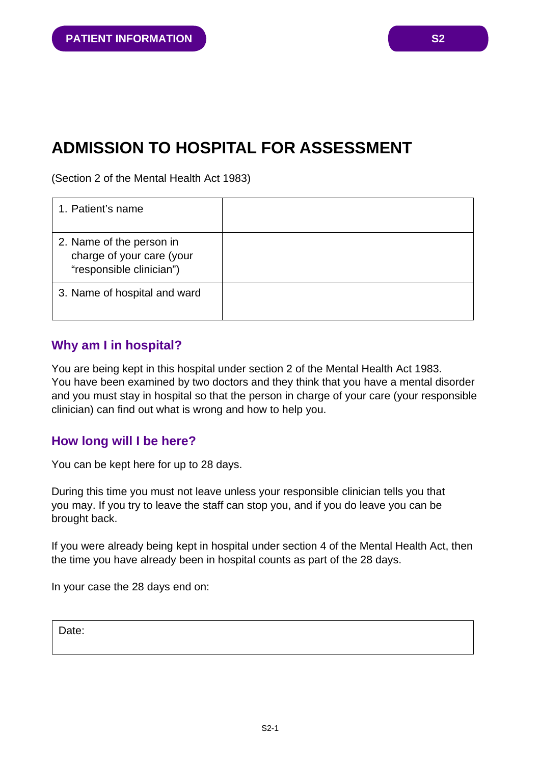**PATIENT INFORMATION** **S2**

# ADMISSION TO HOSPITAL FOR ASSESSMENT

(Section 2 of the Mental Health Act 1983)

| | |
|---|---|
| 1. Patient's name | |
| 2. Name of the person in charge of your care (your "responsible clinician") | |
| 3. Name of hospital and ward | |

## Why am I in hospital?

You are being kept in this hospital under section 2 of the Mental Health Act 1983. You have been examined by two doctors and they think that you have a mental disorder and you must stay in hospital so that the person in charge of your care (your responsible clinician) can find out what is wrong and how to help you.

## How long will I be here?

You can be kept here for up to 28 days.

During this time you must not leave unless your responsible clinician tells you that you may. If you try to leave the staff can stop you, and if you do leave you can be brought back.

If you were already being kept in hospital under section 4 of the Mental Health Act, then the time you have already been in hospital counts as part of the 28 days.

In your case the 28 days end on:

| Date: |
|---|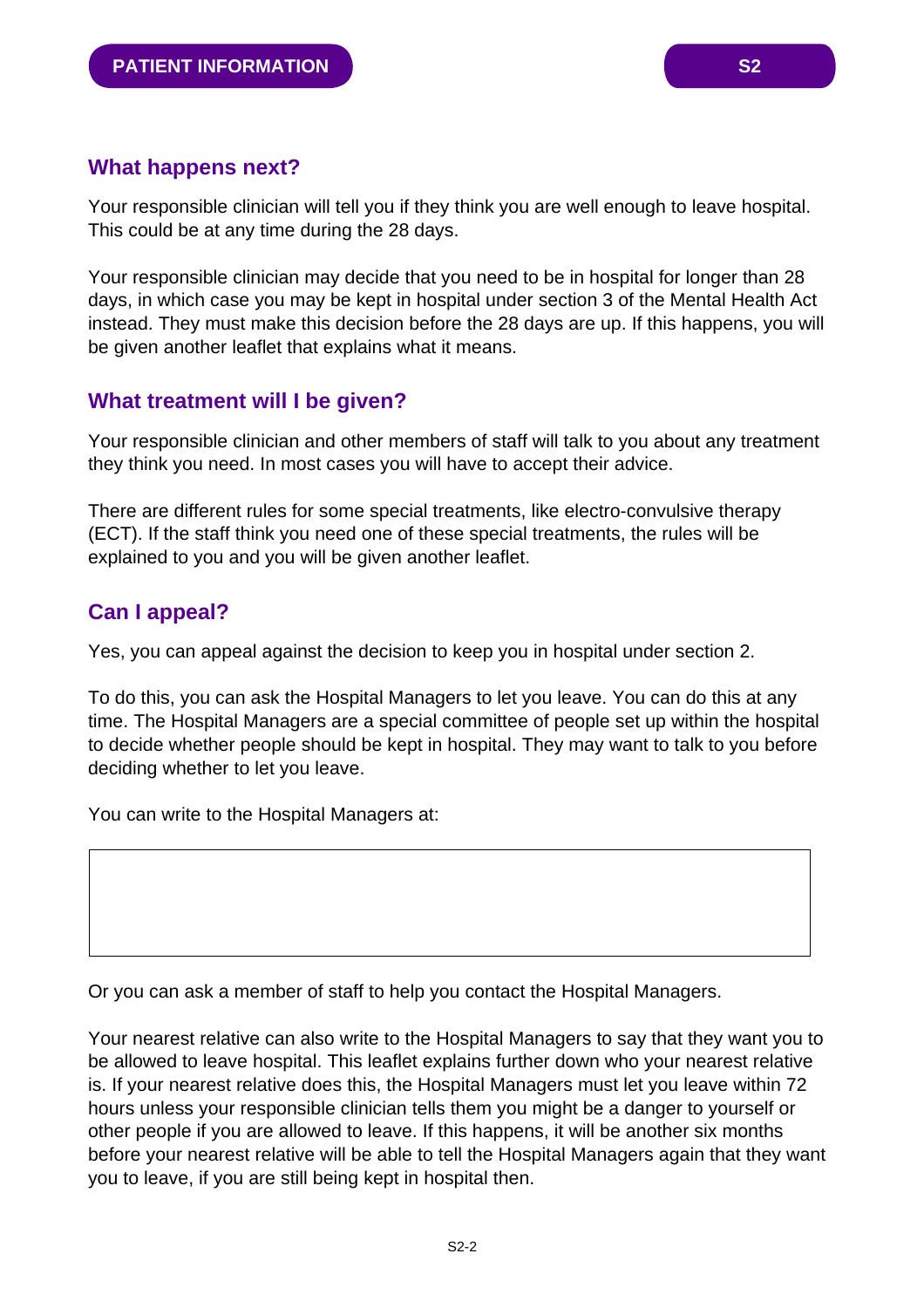## What happens next?

Your responsible clinician will tell you if they think you are well enough to leave hospital. This could be at any time during the 28 days.

Your responsible clinician may decide that you need to be in hospital for longer than 28 days, in which case you may be kept in hospital under section 3 of the Mental Health Act instead. They must make this decision before the 28 days are up. If this happens, you will be given another leaflet that explains what it means.

## What treatment will I be given?

Your responsible clinician and other members of staff will talk to you about any treatment they think you need. In most cases you will have to accept their advice.

There are different rules for some special treatments, like electro-convulsive therapy (ECT). If the staff think you need one of these special treatments, the rules will be explained to you and you will be given another leaflet.

## Can I appeal?

Yes, you can appeal against the decision to keep you in hospital under section 2.

To do this, you can ask the Hospital Managers to let you leave. You can do this at any time. The Hospital Managers are a special committee of people set up within the hospital to decide whether people should be kept in hospital. They may want to talk to you before deciding whether to let you leave.

You can write to the Hospital Managers at:

Or you can ask a member of staff to help you contact the Hospital Managers.

Your nearest relative can also write to the Hospital Managers to say that they want you to be allowed to leave hospital. This leaflet explains further down who your nearest relative is. If your nearest relative does this, the Hospital Managers must let you leave within 72 hours unless your responsible clinician tells them you might be a danger to yourself or other people if you are allowed to leave. If this happens, it will be another six months before your nearest relative will be able to tell the Hospital Managers again that they want you to leave, if you are still being kept in hospital then.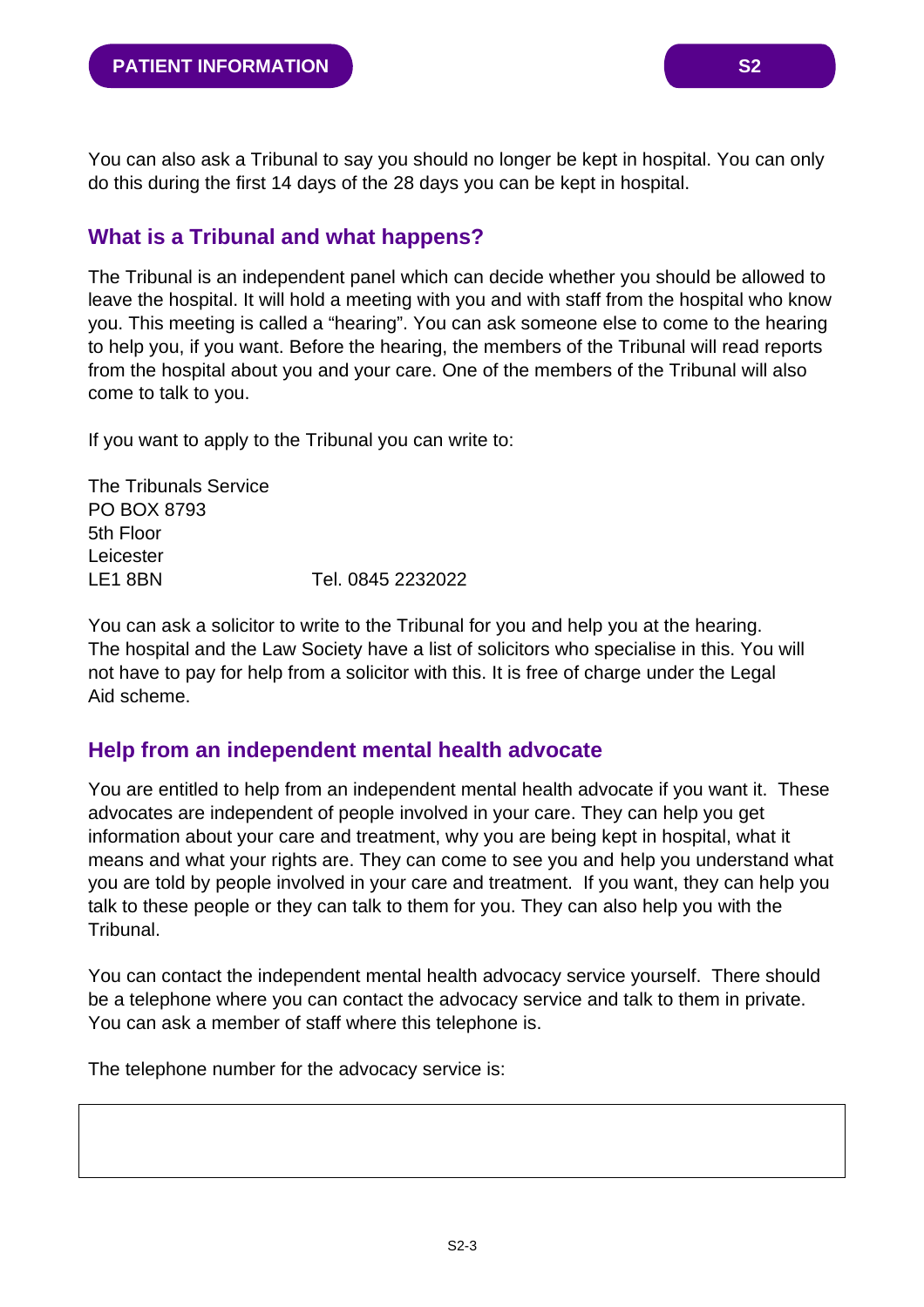You can also ask a Tribunal to say you should no longer be kept in hospital. You can only do this during the first 14 days of the 28 days you can be kept in hospital.

## What is a Tribunal and what happens?

The Tribunal is an independent panel which can decide whether you should be allowed to leave the hospital. It will hold a meeting with you and with staff from the hospital who know you. This meeting is called a “hearing”. You can ask someone else to come to the hearing to help you, if you want. Before the hearing, the members of the Tribunal will read reports from the hospital about you and your care. One of the members of the Tribunal will also come to talk to you.

If you want to apply to the Tribunal you can write to:

The Tribunals Service
PO BOX 8793
5th Floor
Leicester
LE1 8BN                Tel. 0845 2232022

You can ask a solicitor to write to the Tribunal for you and help you at the hearing. The hospital and the Law Society have a list of solicitors who specialise in this. You will not have to pay for help from a solicitor with this. It is free of charge under the Legal Aid scheme.

## Help from an independent mental health advocate

You are entitled to help from an independent mental health advocate if you want it. These advocates are independent of people involved in your care. They can help you get information about your care and treatment, why you are being kept in hospital, what it means and what your rights are. They can come to see you and help you understand what you are told by people involved in your care and treatment. If you want, they can help you talk to these people or they can talk to them for you. They can also help you with the Tribunal.

You can contact the independent mental health advocacy service yourself. There should be a telephone where you can contact the advocacy service and talk to them in private. You can ask a member of staff where this telephone is.

The telephone number for the advocacy service is: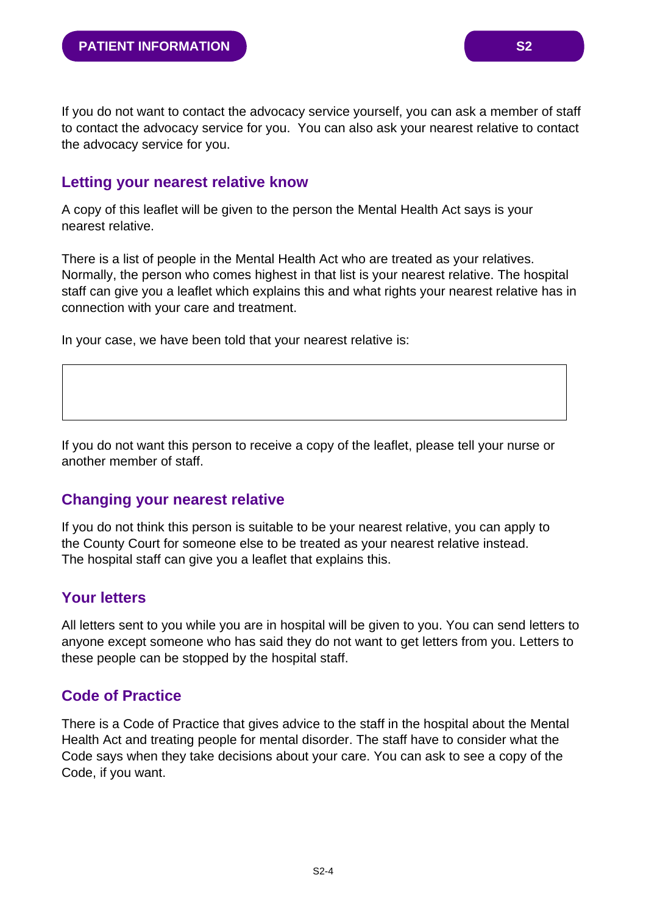If you do not want to contact the advocacy service yourself, you can ask a member of staff to contact the advocacy service for you. You can also ask your nearest relative to contact the advocacy service for you.

## Letting your nearest relative know

A copy of this leaflet will be given to the person the Mental Health Act says is your nearest relative.

There is a list of people in the Mental Health Act who are treated as your relatives. Normally, the person who comes highest in that list is your nearest relative. The hospital staff can give you a leaflet which explains this and what rights your nearest relative has in connection with your care and treatment.

In your case, we have been told that your nearest relative is:

| |
|---|
| |

If you do not want this person to receive a copy of the leaflet, please tell your nurse or another member of staff.

## Changing your nearest relative

If you do not think this person is suitable to be your nearest relative, you can apply to the County Court for someone else to be treated as your nearest relative instead. The hospital staff can give you a leaflet that explains this.

## Your letters

All letters sent to you while you are in hospital will be given to you. You can send letters to anyone except someone who has said they do not want to get letters from you. Letters to these people can be stopped by the hospital staff.

## Code of Practice

There is a Code of Practice that gives advice to the staff in the hospital about the Mental Health Act and treating people for mental disorder. The staff have to consider what the Code says when they take decisions about your care. You can ask to see a copy of the Code, if you want.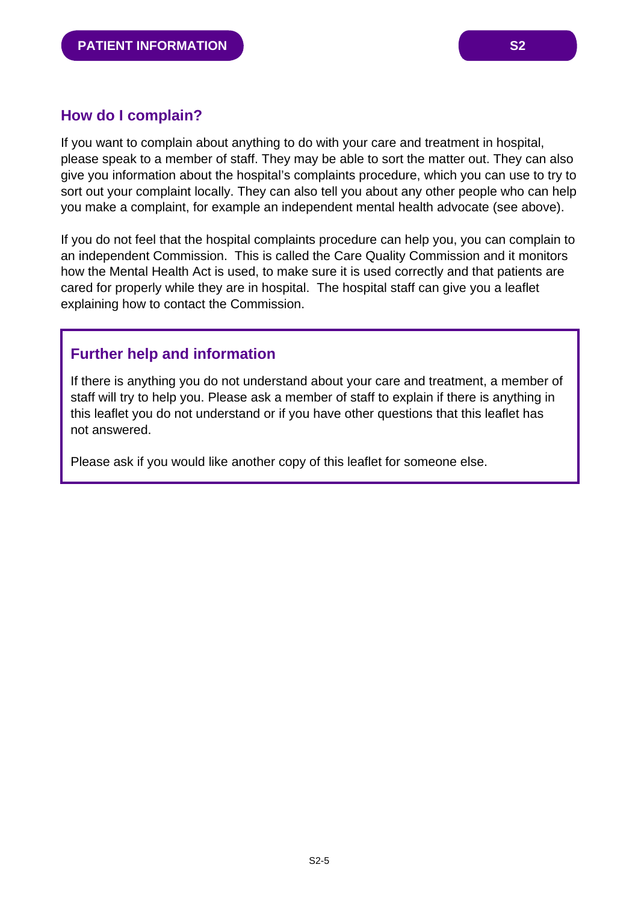## How do I complain?

If you want to complain about anything to do with your care and treatment in hospital, please speak to a member of staff. They may be able to sort the matter out. They can also give you information about the hospital's complaints procedure, which you can use to try to sort out your complaint locally. They can also tell you about any other people who can help you make a complaint, for example an independent mental health advocate (see above).

If you do not feel that the hospital complaints procedure can help you, you can complain to an independent Commission. This is called the Care Quality Commission and it monitors how the Mental Health Act is used, to make sure it is used correctly and that patients are cared for properly while they are in hospital. The hospital staff can give you a leaflet explaining how to contact the Commission.

## Further help and information

If there is anything you do not understand about your care and treatment, a member of staff will try to help you. Please ask a member of staff to explain if there is anything in this leaflet you do not understand or if you have other questions that this leaflet has not answered.

Please ask if you would like another copy of this leaflet for someone else.